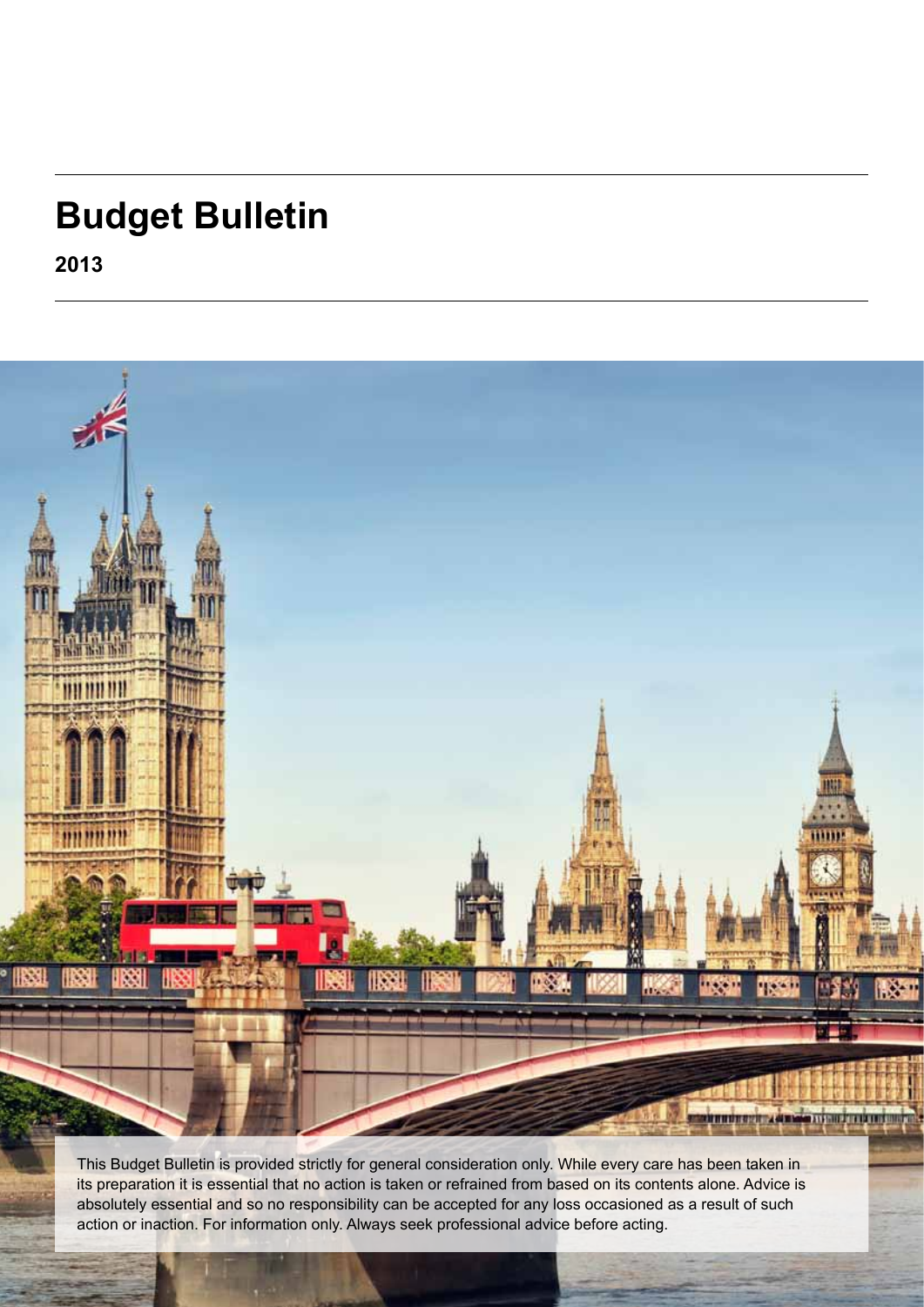# Budget Bulletin

**2013**

This Budget Bulletin is provided strictly for general consideration only. While every care has been taken in its preparation it is essential that no action is taken or refrained from based on its contents alone. Advice is absolutely essential and so no responsibility can be accepted for any loss occasioned as a result of such action or inaction. For information only. Always seek professional advice before acting.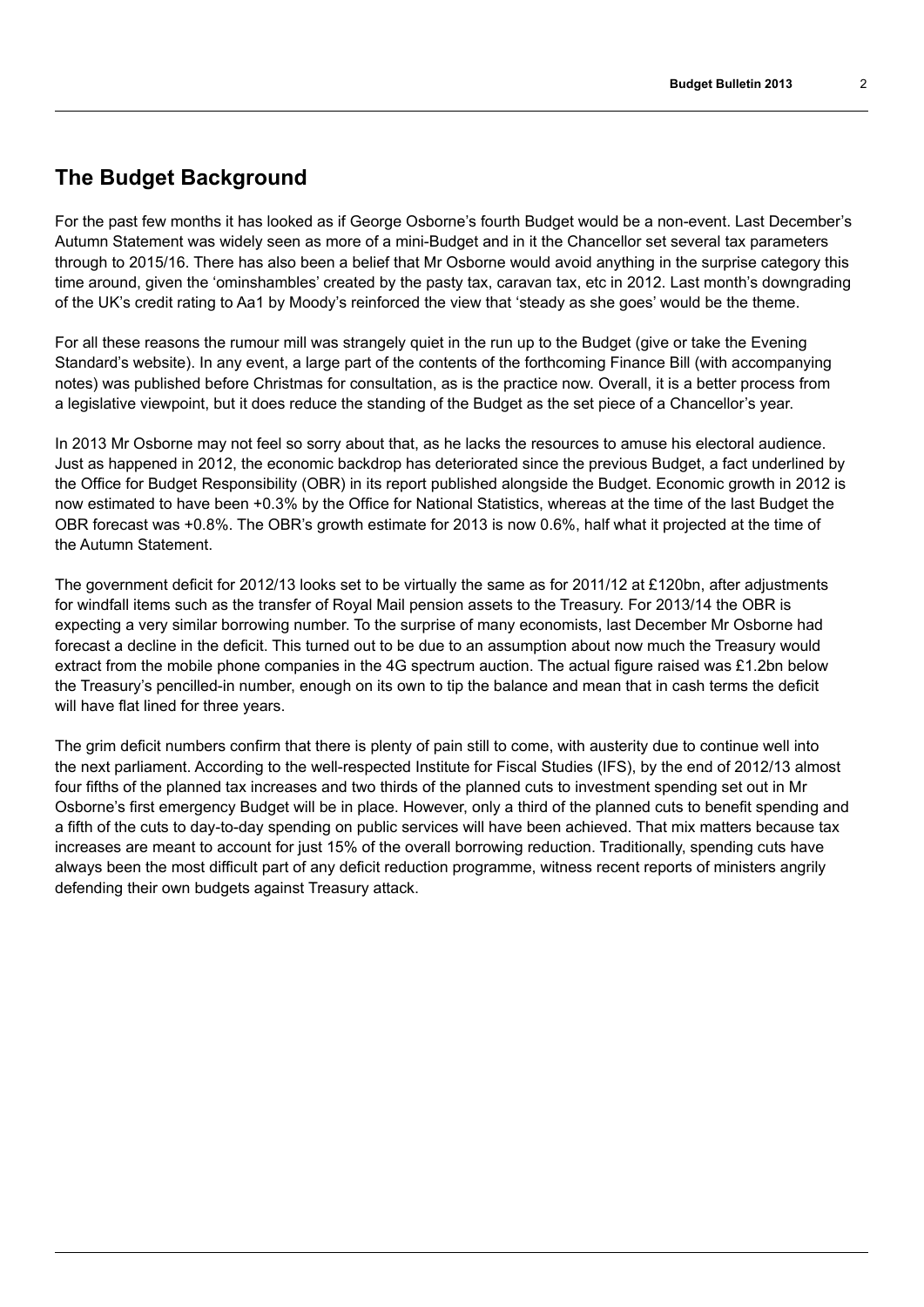## The Budget Background

For the past few months it has looked as if George Osborne's fourth Budget would be a non-event. Last December's Autumn Statement was widely seen as more of a mini-Budget and in it the Chancellor set several tax parameters through to 2015/16. There has also been a belief that Mr Osborne would avoid anything in the surprise category this time around, given the 'ominshambles' created by the pasty tax, caravan tax, etc in 2012. Last month's downgrading of the UK's credit rating to Aa1 by Moody's reinforced the view that 'steady as she goes' would be the theme.

For all these reasons the rumour mill was strangely quiet in the run up to the Budget (give or take the Evening Standard's website). In any event, a large part of the contents of the forthcoming Finance Bill (with accompanying notes) was published before Christmas for consultation, as is the practice now. Overall, it is a better process from a legislative viewpoint, but it does reduce the standing of the Budget as the set piece of a Chancellor's year.

In 2013 Mr Osborne may not feel so sorry about that, as he lacks the resources to amuse his electoral audience. Just as happened in 2012, the economic backdrop has deteriorated since the previous Budget, a fact underlined by the Office for Budget Responsibility (OBR) in its report published alongside the Budget. Economic growth in 2012 is now estimated to have been +0.3% by the Office for National Statistics, whereas at the time of the last Budget the OBR forecast was +0.8%. The OBR's growth estimate for 2013 is now 0.6%, half what it projected at the time of the Autumn Statement.

The government deficit for 2012/13 looks set to be virtually the same as for 2011/12 at £120bn, after adjustments for windfall items such as the transfer of Royal Mail pension assets to the Treasury. For 2013/14 the OBR is expecting a very similar borrowing number. To the surprise of many economists, last December Mr Osborne had forecast a decline in the deficit. This turned out to be due to an assumption about now much the Treasury would extract from the mobile phone companies in the 4G spectrum auction. The actual figure raised was £1.2bn below the Treasury's pencilled-in number, enough on its own to tip the balance and mean that in cash terms the deficit will have flat lined for three years.

The grim deficit numbers confirm that there is plenty of pain still to come, with austerity due to continue well into the next parliament. According to the well-respected Institute for Fiscal Studies (IFS), by the end of 2012/13 almost four fifths of the planned tax increases and two thirds of the planned cuts to investment spending set out in Mr Osborne's first emergency Budget will be in place. However, only a third of the planned cuts to benefit spending and a fifth of the cuts to day-to-day spending on public services will have been achieved. That mix matters because tax increases are meant to account for just 15% of the overall borrowing reduction. Traditionally, spending cuts have always been the most difficult part of any deficit reduction programme, witness recent reports of ministers angrily defending their own budgets against Treasury attack.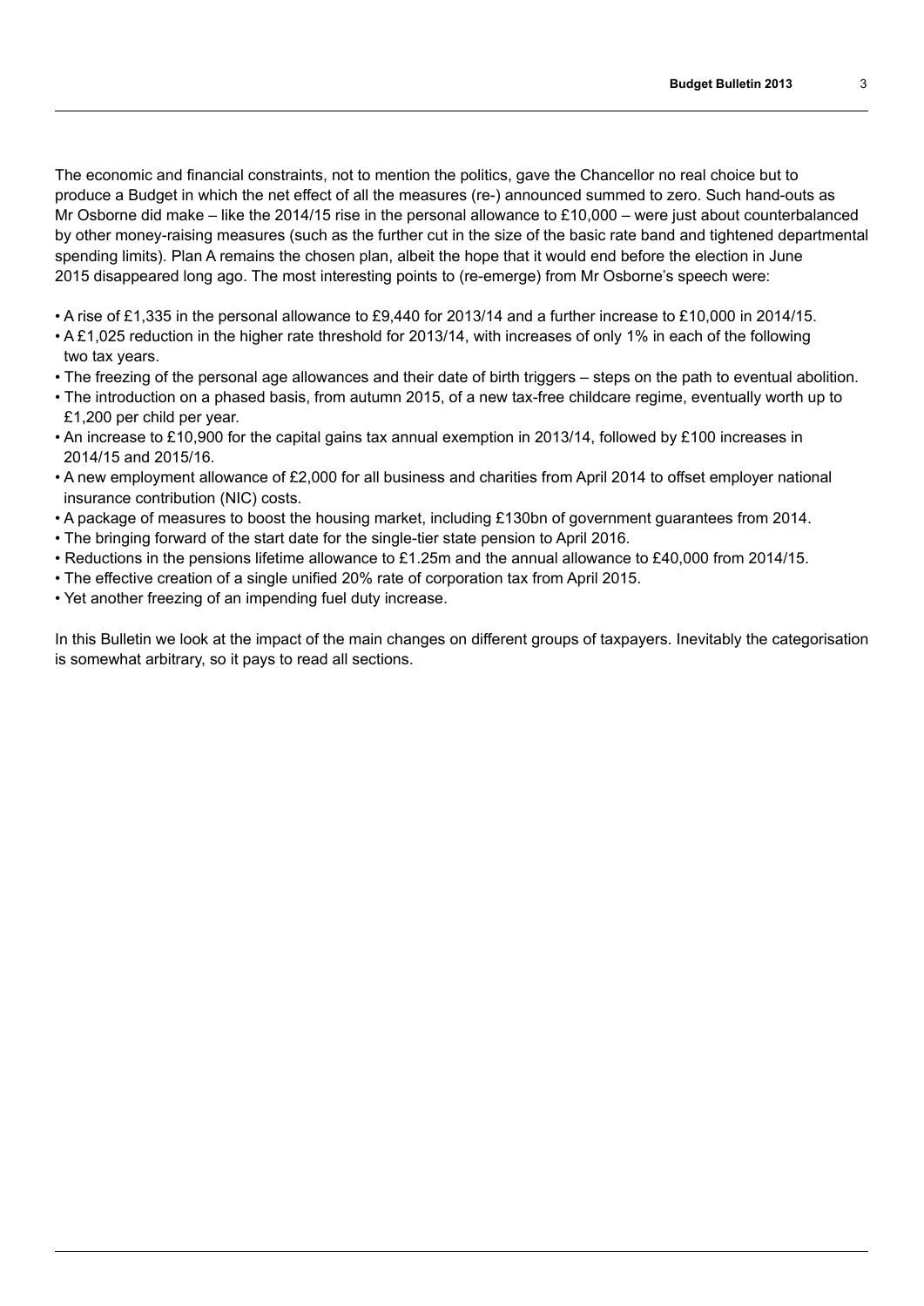The economic and financial constraints, not to mention the politics, gave the Chancellor no real choice but to produce a Budget in which the net effect of all the measures (re-) announced summed to zero. Such hand-outs as Mr Osborne did make – like the 2014/15 rise in the personal allowance to £10,000 – were just about counterbalanced by other money-raising measures (such as the further cut in the size of the basic rate band and tightened departmental spending limits). Plan A remains the chosen plan, albeit the hope that it would end before the election in June 2015 disappeared long ago. The most interesting points to (re-emerge) from Mr Osborne's speech were:

- A rise of £1,335 in the personal allowance to £9,440 for 2013/14 and a further increase to £10,000 in 2014/15.
- A £1,025 reduction in the higher rate threshold for 2013/14, with increases of only 1% in each of the following two tax years.
- The freezing of the personal age allowances and their date of birth triggers – steps on the path to eventual abolition.
- The introduction on a phased basis, from autumn 2015, of a new tax-free childcare regime, eventually worth up to £1,200 per child per year.
- An increase to £10,900 for the capital gains tax annual exemption in 2013/14, followed by £100 increases in 2014/15 and 2015/16.
- A new employment allowance of £2,000 for all business and charities from April 2014 to offset employer national insurance contribution (NIC) costs.
- A package of measures to boost the housing market, including £130bn of government guarantees from 2014.
- The bringing forward of the start date for the single-tier state pension to April 2016.
- Reductions in the pensions lifetime allowance to £1.25m and the annual allowance to £40,000 from 2014/15.
- The effective creation of a single unified 20% rate of corporation tax from April 2015.
- Yet another freezing of an impending fuel duty increase.

In this Bulletin we look at the impact of the main changes on different groups of taxpayers. Inevitably the categorisation is somewhat arbitrary, so it pays to read all sections.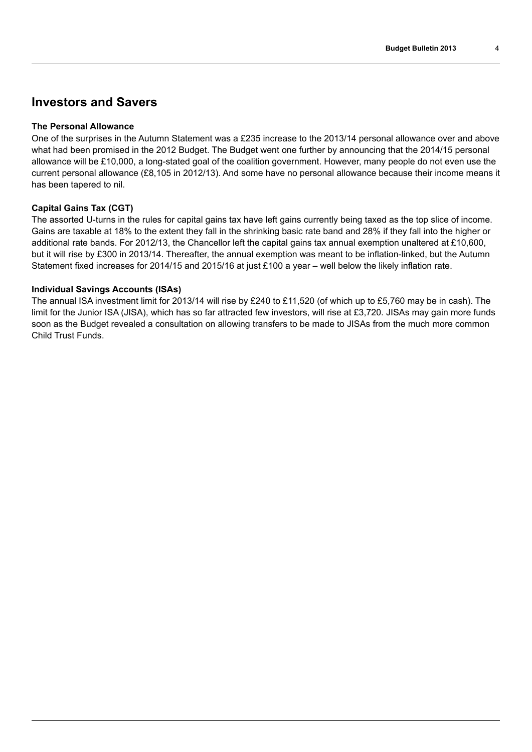## Investors and Savers

### The Personal Allowance

One of the surprises in the Autumn Statement was a £235 increase to the 2013/14 personal allowance over and above what had been promised in the 2012 Budget. The Budget went one further by announcing that the 2014/15 personal allowance will be £10,000, a long-stated goal of the coalition government. However, many people do not even use the current personal allowance (£8,105 in 2012/13). And some have no personal allowance because their income means it has been tapered to nil.

### Capital Gains Tax (CGT)

The assorted U-turns in the rules for capital gains tax have left gains currently being taxed as the top slice of income. Gains are taxable at 18% to the extent they fall in the shrinking basic rate band and 28% if they fall into the higher or additional rate bands. For 2012/13, the Chancellor left the capital gains tax annual exemption unaltered at £10,600, but it will rise by £300 in 2013/14. Thereafter, the annual exemption was meant to be inflation-linked, but the Autumn Statement fixed increases for 2014/15 and 2015/16 at just £100 a year – well below the likely inflation rate.

### Individual Savings Accounts (ISAs)

The annual ISA investment limit for 2013/14 will rise by £240 to £11,520 (of which up to £5,760 may be in cash). The limit for the Junior ISA (JISA), which has so far attracted few investors, will rise at £3,720. JISAs may gain more funds soon as the Budget revealed a consultation on allowing transfers to be made to JISAs from the much more common Child Trust Funds.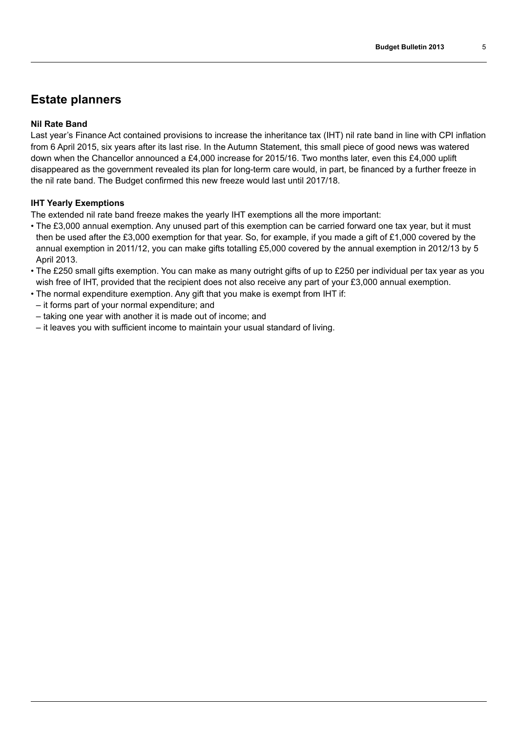## Estate planners

### Nil Rate Band

Last year's Finance Act contained provisions to increase the inheritance tax (IHT) nil rate band in line with CPI inflation from 6 April 2015, six years after its last rise. In the Autumn Statement, this small piece of good news was watered down when the Chancellor announced a £4,000 increase for 2015/16. Two months later, even this £4,000 uplift disappeared as the government revealed its plan for long-term care would, in part, be financed by a further freeze in the nil rate band. The Budget confirmed this new freeze would last until 2017/18.

### IHT Yearly Exemptions

The extended nil rate band freeze makes the yearly IHT exemptions all the more important:

- The £3,000 annual exemption. Any unused part of this exemption can be carried forward one tax year, but it must then be used after the £3,000 exemption for that year. So, for example, if you made a gift of £1,000 covered by the annual exemption in 2011/12, you can make gifts totalling £5,000 covered by the annual exemption in 2012/13 by 5 April 2013.
- The £250 small gifts exemption. You can make as many outright gifts of up to £250 per individual per tax year as you wish free of IHT, provided that the recipient does not also receive any part of your £3,000 annual exemption.
- The normal expenditure exemption. Any gift that you make is exempt from IHT if:
  - it forms part of your normal expenditure; and
  - taking one year with another it is made out of income; and
  - it leaves you with sufficient income to maintain your usual standard of living.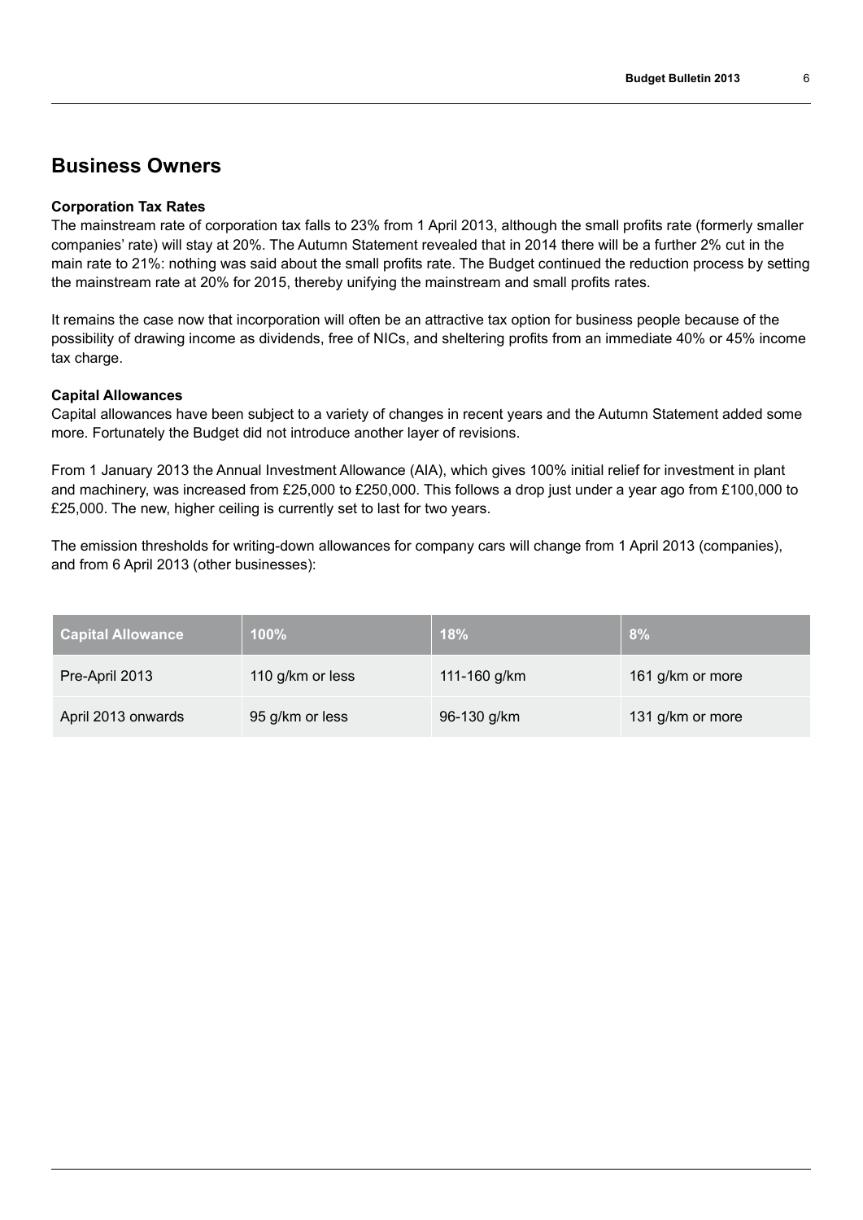## Business Owners

**Corporation Tax Rates**

The mainstream rate of corporation tax falls to 23% from 1 April 2013, although the small profits rate (formerly smaller companies' rate) will stay at 20%. The Autumn Statement revealed that in 2014 there will be a further 2% cut in the main rate to 21%: nothing was said about the small profits rate. The Budget continued the reduction process by setting the mainstream rate at 20% for 2015, thereby unifying the mainstream and small profits rates.

It remains the case now that incorporation will often be an attractive tax option for business people because of the possibility of drawing income as dividends, free of NICs, and sheltering profits from an immediate 40% or 45% income tax charge.

**Capital Allowances**

Capital allowances have been subject to a variety of changes in recent years and the Autumn Statement added some more. Fortunately the Budget did not introduce another layer of revisions.

From 1 January 2013 the Annual Investment Allowance (AIA), which gives 100% initial relief for investment in plant and machinery, was increased from £25,000 to £250,000. This follows a drop just under a year ago from £100,000 to £25,000. The new, higher ceiling is currently set to last for two years.

The emission thresholds for writing-down allowances for company cars will change from 1 April 2013 (companies), and from 6 April 2013 (other businesses):

| Capital Allowance | 100% | 18% | 8% |
|---|---|---|---|
| Pre-April 2013 | 110 g/km or less | 111-160 g/km | 161 g/km or more |
| April 2013 onwards | 95 g/km or less | 96-130 g/km | 131 g/km or more |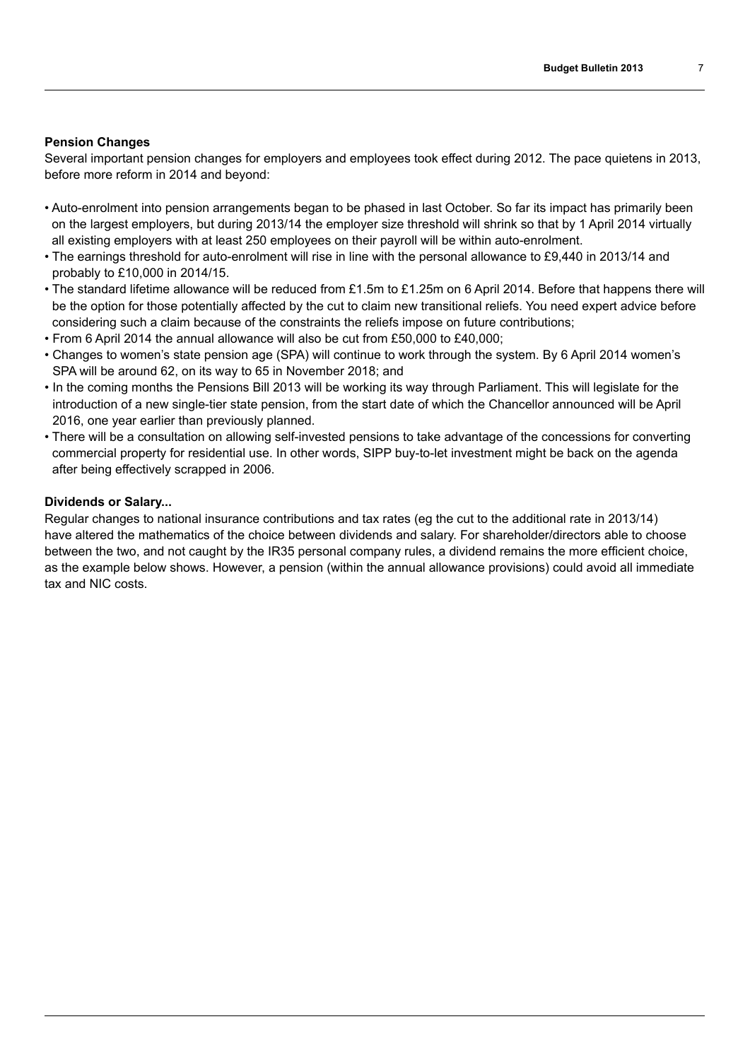## Pension Changes

Several important pension changes for employers and employees took effect during 2012. The pace quietens in 2013, before more reform in 2014 and beyond:

- Auto-enrolment into pension arrangements began to be phased in last October. So far its impact has primarily been on the largest employers, but during 2013/14 the employer size threshold will shrink so that by 1 April 2014 virtually all existing employers with at least 250 employees on their payroll will be within auto-enrolment.
- The earnings threshold for auto-enrolment will rise in line with the personal allowance to £9,440 in 2013/14 and probably to £10,000 in 2014/15.
- The standard lifetime allowance will be reduced from £1.5m to £1.25m on 6 April 2014. Before that happens there will be the option for those potentially affected by the cut to claim new transitional reliefs. You need expert advice before considering such a claim because of the constraints the reliefs impose on future contributions;
- From 6 April 2014 the annual allowance will also be cut from £50,000 to £40,000;
- Changes to women's state pension age (SPA) will continue to work through the system. By 6 April 2014 women's SPA will be around 62, on its way to 65 in November 2018; and
- In the coming months the Pensions Bill 2013 will be working its way through Parliament. This will legislate for the introduction of a new single-tier state pension, from the start date of which the Chancellor announced will be April 2016, one year earlier than previously planned.
- There will be a consultation on allowing self-invested pensions to take advantage of the concessions for converting commercial property for residential use. In other words, SIPP buy-to-let investment might be back on the agenda after being effectively scrapped in 2006.

## Dividends or Salary...

Regular changes to national insurance contributions and tax rates (eg the cut to the additional rate in 2013/14) have altered the mathematics of the choice between dividends and salary. For shareholder/directors able to choose between the two, and not caught by the IR35 personal company rules, a dividend remains the more efficient choice, as the example below shows. However, a pension (within the annual allowance provisions) could avoid all immediate tax and NIC costs.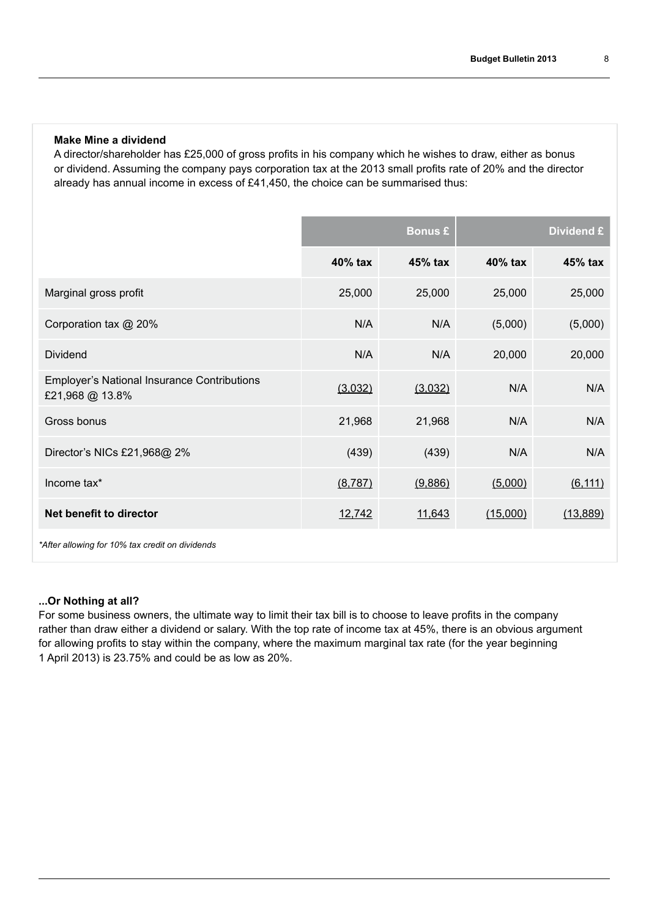### Make Mine a dividend

A director/shareholder has £25,000 of gross profits in his company which he wishes to draw, either as bonus or dividend. Assuming the company pays corporation tax at the 2013 small profits rate of 20% and the director already has annual income in excess of £41,450, the choice can be summarised thus:

| | Bonus £ | | Dividend £ | |
|---|---|---|---|---|
| | **40% tax** | **45% tax** | **40% tax** | **45% tax** |
| Marginal gross profit | 25,000 | 25,000 | 25,000 | 25,000 |
| Corporation tax @ 20% | N/A | N/A | (5,000) | (5,000) |
| Dividend | N/A | N/A | 20,000 | 20,000 |
| Employer's National Insurance Contributions £21,968 @ 13.8% | (3,032) | (3,032) | N/A | N/A |
| Gross bonus | 21,968 | 21,968 | N/A | N/A |
| Director's NICs £21,968@ 2% | (439) | (439) | N/A | N/A |
| Income tax* | (8,787) | (9,886) | (5,000) | (6,111) |
| **Net benefit to director** | 12,742 | 11,643 | (15,000) | (13,889) |

*After allowing for 10% tax credit on dividends*

### ...Or Nothing at all?

For some business owners, the ultimate way to limit their tax bill is to choose to leave profits in the company rather than draw either a dividend or salary. With the top rate of income tax at 45%, there is an obvious argument for allowing profits to stay within the company, where the maximum marginal tax rate (for the year beginning 1 April 2013) is 23.75% and could be as low as 20%.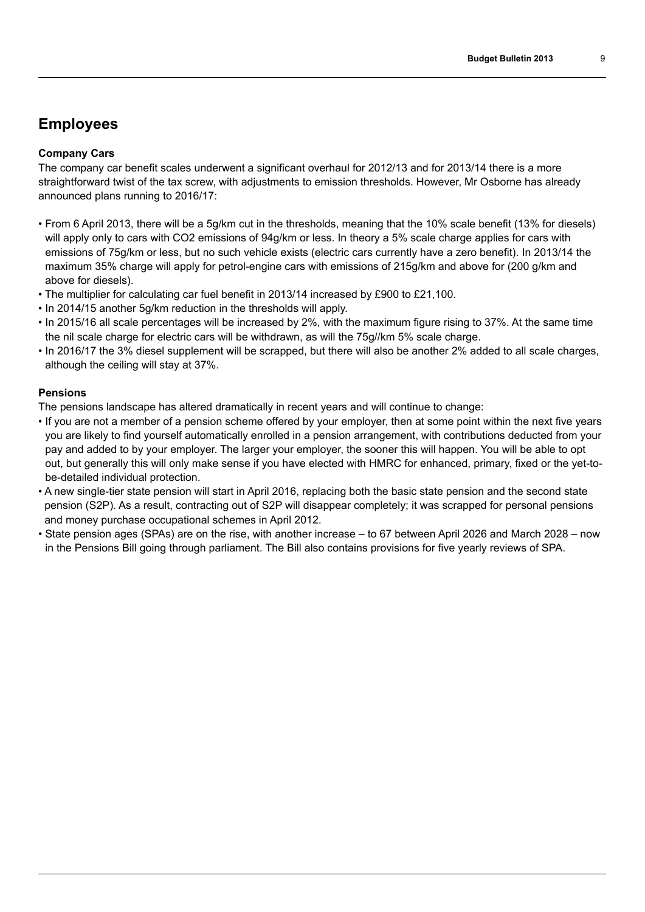## Employees

### Company Cars

The company car benefit scales underwent a significant overhaul for 2012/13 and for 2013/14 there is a more straightforward twist of the tax screw, with adjustments to emission thresholds. However, Mr Osborne has already announced plans running to 2016/17:

- From 6 April 2013, there will be a 5g/km cut in the thresholds, meaning that the 10% scale benefit (13% for diesels) will apply only to cars with $CO_2$ emissions of 94g/km or less. In theory a 5% scale charge applies for cars with emissions of 75g/km or less, but no such vehicle exists (electric cars currently have a zero benefit). In 2013/14 the maximum 35% charge will apply for petrol-engine cars with emissions of 215g/km and above for (200 g/km and above for diesels).
- The multiplier for calculating car fuel benefit in 2013/14 increased by £900 to £21,100.
- In 2014/15 another 5g/km reduction in the thresholds will apply.
- In 2015/16 all scale percentages will be increased by 2%, with the maximum figure rising to 37%. At the same time the nil scale charge for electric cars will be withdrawn, as will the 75g//km 5% scale charge.
- In 2016/17 the 3% diesel supplement will be scrapped, but there will also be another 2% added to all scale charges, although the ceiling will stay at 37%.

### Pensions

The pensions landscape has altered dramatically in recent years and will continue to change:

- If you are not a member of a pension scheme offered by your employer, then at some point within the next five years you are likely to find yourself automatically enrolled in a pension arrangement, with contributions deducted from your pay and added to by your employer. The larger your employer, the sooner this will happen. You will be able to opt out, but generally this will only make sense if you have elected with HMRC for enhanced, primary, fixed or the yet-to-be-detailed individual protection.
- A new single-tier state pension will start in April 2016, replacing both the basic state pension and the second state pension (S2P). As a result, contracting out of S2P will disappear completely; it was scrapped for personal pensions and money purchase occupational schemes in April 2012.
- State pension ages (SPAs) are on the rise, with another increase – to 67 between April 2026 and March 2028 – now in the Pensions Bill going through parliament. The Bill also contains provisions for five yearly reviews of SPA.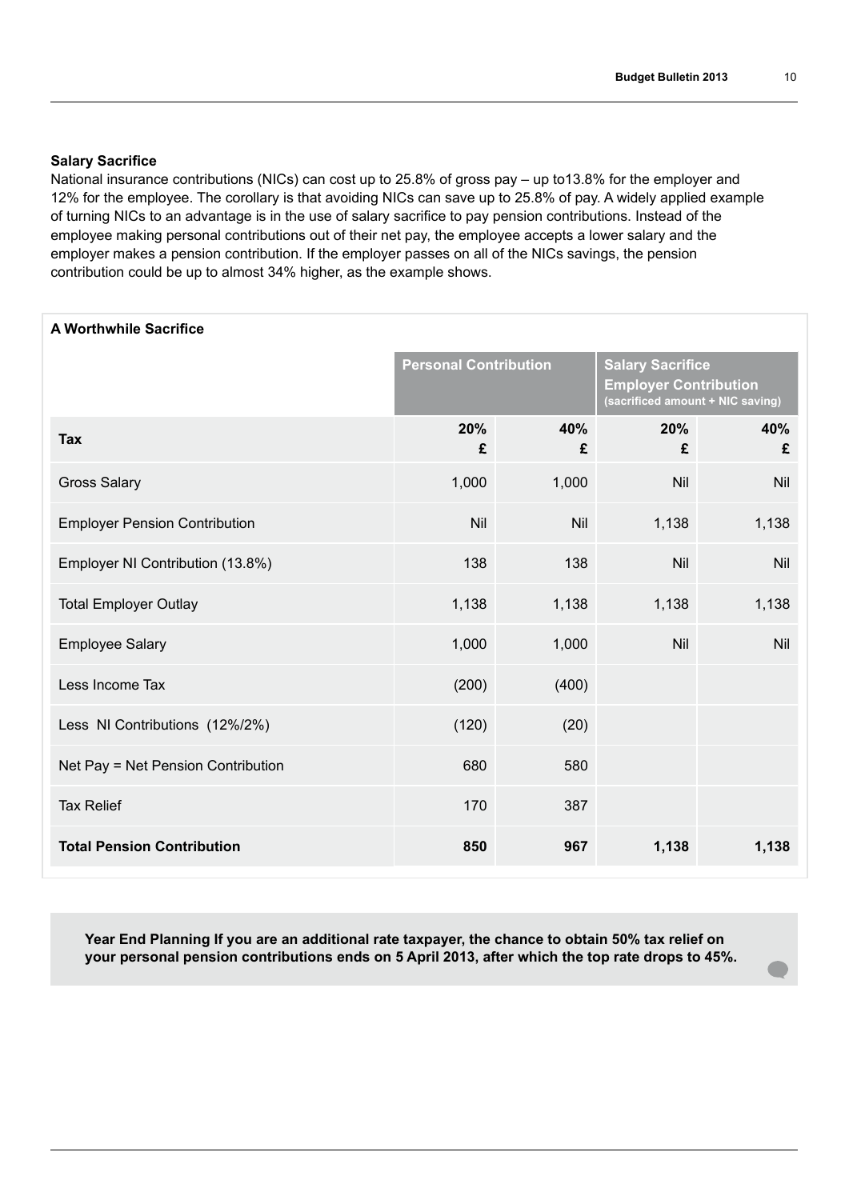## Salary Sacrifice

National insurance contributions (NICs) can cost up to 25.8% of gross pay – up to13.8% for the employer and 12% for the employee. The corollary is that avoiding NICs can save up to 25.8% of pay. A widely applied example of turning NICs to an advantage is in the use of salary sacrifice to pay pension contributions. Instead of the employee making personal contributions out of their net pay, the employee accepts a lower salary and the employer makes a pension contribution. If the employer passes on all of the NICs savings, the pension contribution could be up to almost 34% higher, as the example shows.

**A Worthwhile Sacrifice**

| | Personal Contribution | | Salary Sacrifice Employer Contribution (sacrificed amount + NIC saving) | |
|---|---|---|---|---|
| **Tax** | **20% £** | **40% £** | **20% £** | **40% £** |
| Gross Salary | 1,000 | 1,000 | Nil | Nil |
| Employer Pension Contribution | Nil | Nil | 1,138 | 1,138 |
| Employer NI Contribution (13.8%) | 138 | 138 | Nil | Nil |
| Total Employer Outlay | 1,138 | 1,138 | 1,138 | 1,138 |
| Employee Salary | 1,000 | 1,000 | Nil | Nil |
| Less Income Tax | (200) | (400) | | |
| Less NI Contributions (12%/2%) | (120) | (20) | | |
| Net Pay = Net Pension Contribution | 680 | 580 | | |
| Tax Relief | 170 | 387 | | |
| **Total Pension Contribution** | **850** | **967** | **1,138** | **1,138** |

**Year End Planning If you are an additional rate taxpayer, the chance to obtain 50% tax relief on your personal pension contributions ends on 5 April 2013, after which the top rate drops to 45%.**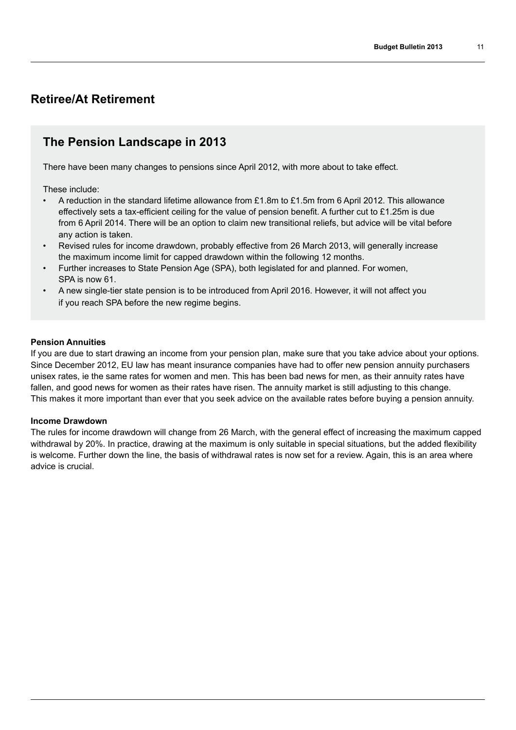## Retiree/At Retirement

### The Pension Landscape in 2013

There have been many changes to pensions since April 2012, with more about to take effect.

These include:

- A reduction in the standard lifetime allowance from £1.8m to £1.5m from 6 April 2012. This allowance effectively sets a tax-efficient ceiling for the value of pension benefit. A further cut to £1.25m is due from 6 April 2014. There will be an option to claim new transitional reliefs, but advice will be vital before any action is taken.
- Revised rules for income drawdown, probably effective from 26 March 2013, will generally increase the maximum income limit for capped drawdown within the following 12 months.
- Further increases to State Pension Age (SPA), both legislated for and planned. For women, SPA is now 61.
- A new single-tier state pension is to be introduced from April 2016. However, it will not affect you if you reach SPA before the new regime begins.

**Pension Annuities**

If you are due to start drawing an income from your pension plan, make sure that you take advice about your options. Since December 2012, EU law has meant insurance companies have had to offer new pension annuity purchasers unisex rates, ie the same rates for women and men. This has been bad news for men, as their annuity rates have fallen, and good news for women as their rates have risen. The annuity market is still adjusting to this change. This makes it more important than ever that you seek advice on the available rates before buying a pension annuity.

**Income Drawdown**

The rules for income drawdown will change from 26 March, with the general effect of increasing the maximum capped withdrawal by 20%. In practice, drawing at the maximum is only suitable in special situations, but the added flexibility is welcome. Further down the line, the basis of withdrawal rates is now set for a review. Again, this is an area where advice is crucial.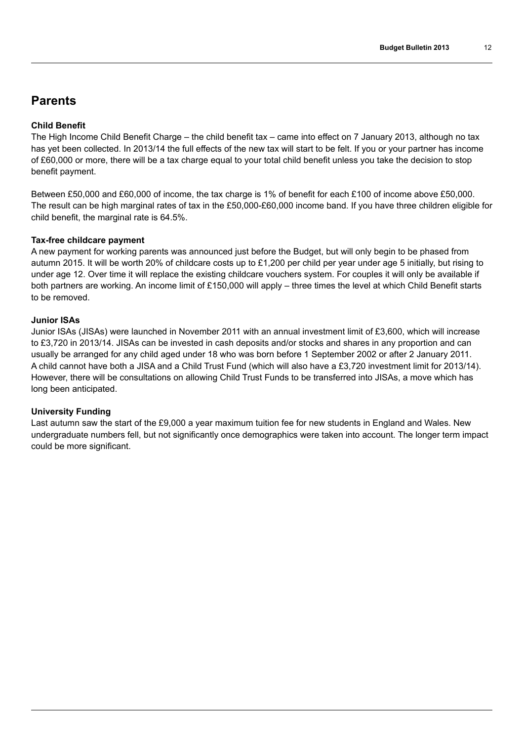# Parents

### Child Benefit

The High Income Child Benefit Charge – the child benefit tax – came into effect on 7 January 2013, although no tax has yet been collected. In 2013/14 the full effects of the new tax will start to be felt. If you or your partner has income of £60,000 or more, there will be a tax charge equal to your total child benefit unless you take the decision to stop benefit payment.

Between £50,000 and £60,000 of income, the tax charge is 1% of benefit for each £100 of income above £50,000. The result can be high marginal rates of tax in the £50,000-£60,000 income band. If you have three children eligible for child benefit, the marginal rate is 64.5%.

### Tax-free childcare payment

A new payment for working parents was announced just before the Budget, but will only begin to be phased from autumn 2015. It will be worth 20% of childcare costs up to £1,200 per child per year under age 5 initially, but rising to under age 12. Over time it will replace the existing childcare vouchers system. For couples it will only be available if both partners are working. An income limit of £150,000 will apply – three times the level at which Child Benefit starts to be removed.

### Junior ISAs

Junior ISAs (JISAs) were launched in November 2011 with an annual investment limit of £3,600, which will increase to £3,720 in 2013/14. JISAs can be invested in cash deposits and/or stocks and shares in any proportion and can usually be arranged for any child aged under 18 who was born before 1 September 2002 or after 2 January 2011. A child cannot have both a JISA and a Child Trust Fund (which will also have a £3,720 investment limit for 2013/14). However, there will be consultations on allowing Child Trust Funds to be transferred into JISAs, a move which has long been anticipated.

### University Funding

Last autumn saw the start of the £9,000 a year maximum tuition fee for new students in England and Wales. New undergraduate numbers fell, but not significantly once demographics were taken into account. The longer term impact could be more significant.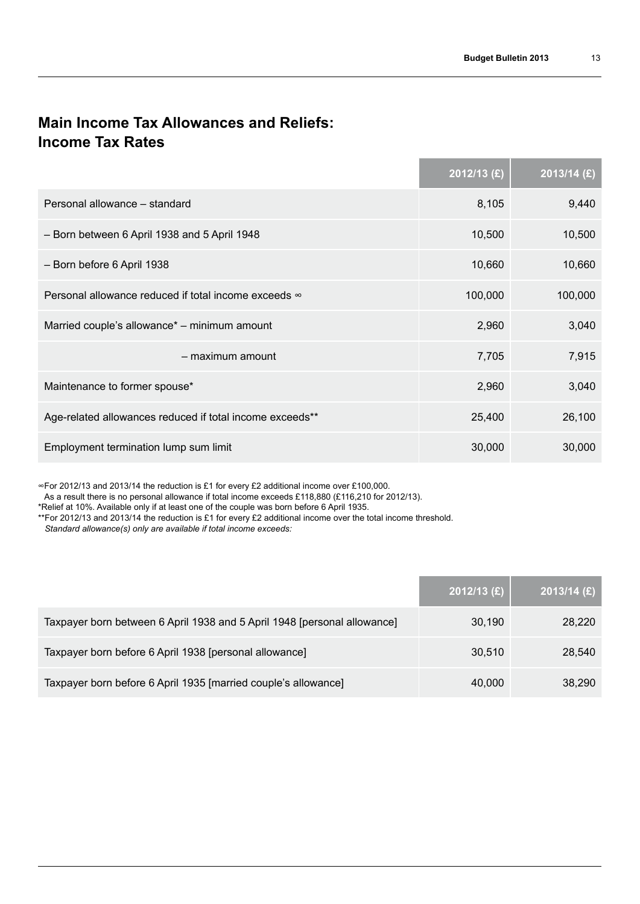## Main Income Tax Allowances and Reliefs: Income Tax Rates

| | 2012/13 (£) | 2013/14 (£) |
|---|---|---|
| Personal allowance – standard | 8,105 | 9,440 |
| – Born between 6 April 1938 and 5 April 1948 | 10,500 | 10,500 |
| – Born before 6 April 1938 | 10,660 | 10,660 |
| Personal allowance reduced if total income exceeds ∞ | 100,000 | 100,000 |
| Married couple's allowance* – minimum amount | 2,960 | 3,040 |
| – maximum amount | 7,705 | 7,915 |
| Maintenance to former spouse* | 2,960 | 3,040 |
| Age-related allowances reduced if total income exceeds** | 25,400 | 26,100 |
| Employment termination lump sum limit | 30,000 | 30,000 |

∞For 2012/13 and 2013/14 the reduction is £1 for every £2 additional income over £100,000.
As a result there is no personal allowance if total income exceeds £118,880 (£116,210 for 2012/13).
*Relief at 10%. Available only if at least one of the couple was born before 6 April 1935.
**For 2012/13 and 2013/14 the reduction is £1 for every £2 additional income over the total income threshold.
*Standard allowance(s) only are available if total income exceeds:*

| | 2012/13 (£) | 2013/14 (£) |
|---|---|---|
| Taxpayer born between 6 April 1938 and 5 April 1948 [personal allowance] | 30,190 | 28,220 |
| Taxpayer born before 6 April 1938 [personal allowance] | 30,510 | 28,540 |
| Taxpayer born before 6 April 1935 [married couple's allowance] | 40,000 | 38,290 |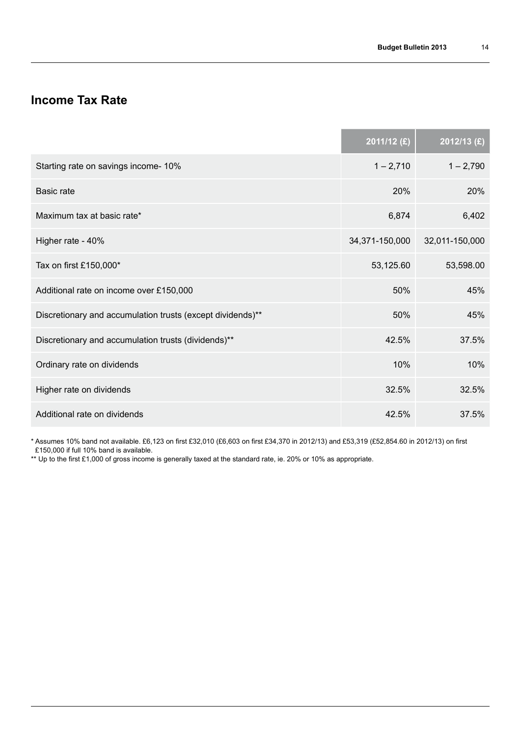## Income Tax Rate

| | 2011/12 (£) | 2012/13 (£) |
|---|---|---|
| Starting rate on savings income- 10% | 1 – 2,710 | 1 – 2,790 |
| Basic rate | 20% | 20% |
| Maximum tax at basic rate* | 6,874 | 6,402 |
| Higher rate - 40% | 34,371-150,000 | 32,011-150,000 |
| Tax on first £150,000* | 53,125.60 | 53,598.00 |
| Additional rate on income over £150,000 | 50% | 45% |
| Discretionary and accumulation trusts (except dividends)** | 50% | 45% |
| Discretionary and accumulation trusts (dividends)** | 42.5% | 37.5% |
| Ordinary rate on dividends | 10% | 10% |
| Higher rate on dividends | 32.5% | 32.5% |
| Additional rate on dividends | 42.5% | 37.5% |

* Assumes 10% band not available. £6,123 on first £32,010 (£6,603 on first £34,370 in 2012/13) and £53,319 (£52,854.60 in 2012/13) on first £150,000 if full 10% band is available.

** Up to the first £1,000 of gross income is generally taxed at the standard rate, ie. 20% or 10% as appropriate.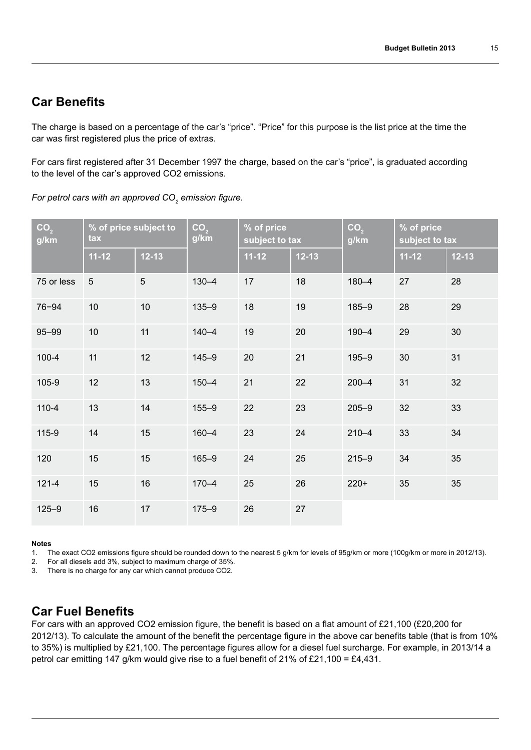## Car Benefits

The charge is based on a percentage of the car's "price". "Price" for this purpose is the list price at the time the car was first registered plus the price of extras.

For cars first registered after 31 December 1997 the charge, based on the car's "price", is graduated according to the level of the car's approved CO2 emissions.

*For petrol cars with an approved $CO_2$ emission figure.*

| $CO_2$ g/km | % of price subject to tax | | $CO_2$ g/km | % of price subject to tax | | $CO_2$ g/km | % of price subject to tax | |
|---|---|---|---|---|---|---|---|---|
| | 11-12 | 12-13 | | 11-12 | 12-13 | | 11-12 | 12-13 |
| 75 or less | 5 | 5 | 130–4 | 17 | 18 | 180–4 | 27 | 28 |
| 76−94 | 10 | 10 | 135–9 | 18 | 19 | 185–9 | 28 | 29 |
| 95–99 | 10 | 11 | 140–4 | 19 | 20 | 190–4 | 29 | 30 |
| 100-4 | 11 | 12 | 145–9 | 20 | 21 | 195–9 | 30 | 31 |
| 105-9 | 12 | 13 | 150–4 | 21 | 22 | 200–4 | 31 | 32 |
| 110-4 | 13 | 14 | 155–9 | 22 | 23 | 205–9 | 32 | 33 |
| 115-9 | 14 | 15 | 160–4 | 23 | 24 | 210–4 | 33 | 34 |
| 120 | 15 | 15 | 165–9 | 24 | 25 | 215–9 | 34 | 35 |
| 121-4 | 15 | 16 | 170–4 | 25 | 26 | 220+ | 35 | 35 |
| 125–9 | 16 | 17 | 175–9 | 26 | 27 | | | |

**Notes**

1. The exact CO2 emissions figure should be rounded down to the nearest 5 g/km for levels of 95g/km or more (100g/km or more in 2012/13).
2. For all diesels add 3%, subject to maximum charge of 35%.
3. There is no charge for any car which cannot produce CO2.

## Car Fuel Benefits

For cars with an approved CO2 emission figure, the benefit is based on a flat amount of £21,100 (£20,200 for 2012/13). To calculate the amount of the benefit the percentage figure in the above car benefits table (that is from 10% to 35%) is multiplied by £21,100. The percentage figures allow for a diesel fuel surcharge. For example, in 2013/14 a petrol car emitting 147 g/km would give rise to a fuel benefit of 21% of £21,100 = £4,431.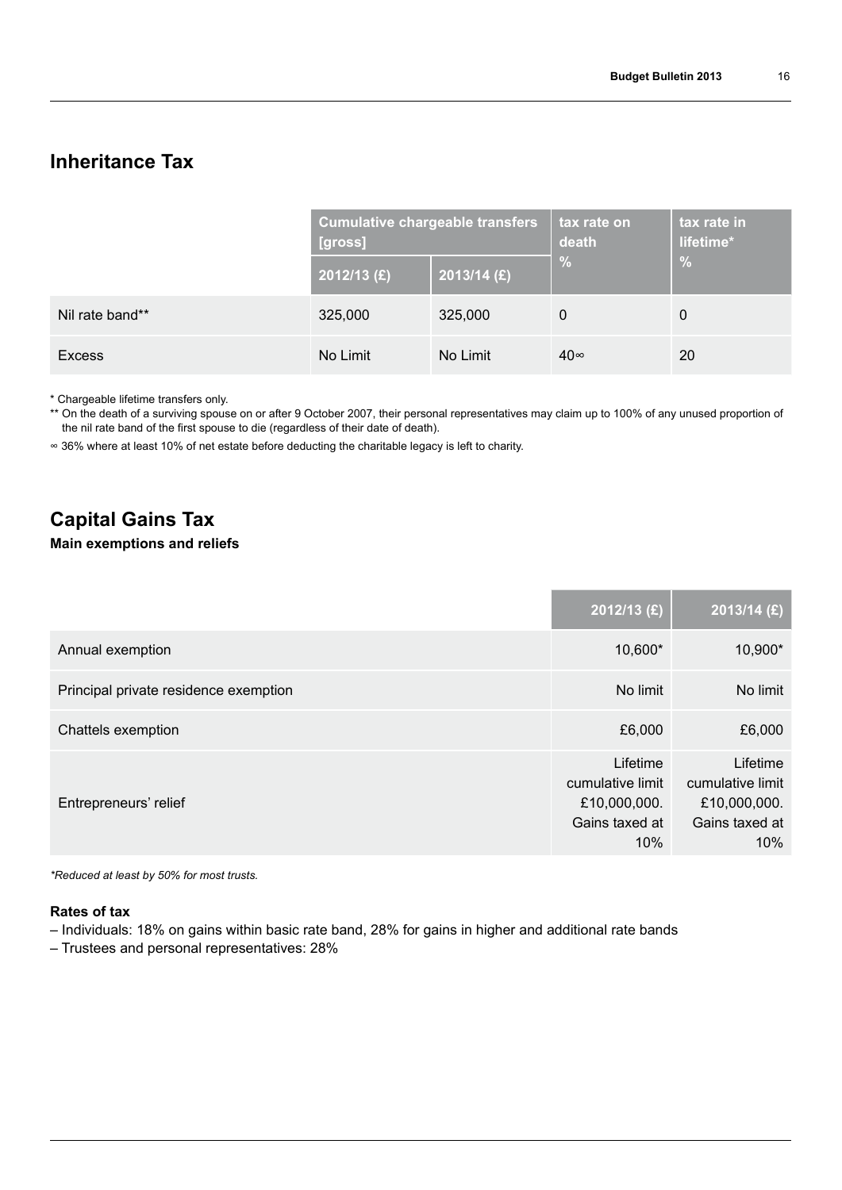## Inheritance Tax

| | Cumulative chargeable transfers [gross] | | tax rate on death % | tax rate in lifetime* % |
|---|---|---|---|---|
| | 2012/13 (£) | 2013/14 (£) | | |
| Nil rate band** | 325,000 | 325,000 | 0 | 0 |
| Excess | No Limit | No Limit | 40∞ | 20 |

\* Chargeable lifetime transfers only.

** On the death of a surviving spouse on or after 9 October 2007, their personal representatives may claim up to 100% of any unused proportion of the nil rate band of the first spouse to die (regardless of their date of death).

∞ 36% where at least 10% of net estate before deducting the charitable legacy is left to charity.

## Capital Gains Tax

**Main exemptions and reliefs**

| | 2012/13 (£) | 2013/14 (£) |
|---|---|---|
| Annual exemption | 10,600* | 10,900* |
| Principal private residence exemption | No limit | No limit |
| Chattels exemption | £6,000 | £6,000 |
| Entrepreneurs' relief | Lifetime cumulative limit £10,000,000. Gains taxed at 10% | Lifetime cumulative limit £10,000,000. Gains taxed at 10% |

*\*Reduced at least by 50% for most trusts.*

**Rates of tax**

– Individuals: 18% on gains within basic rate band, 28% for gains in higher and additional rate bands

– Trustees and personal representatives: 28%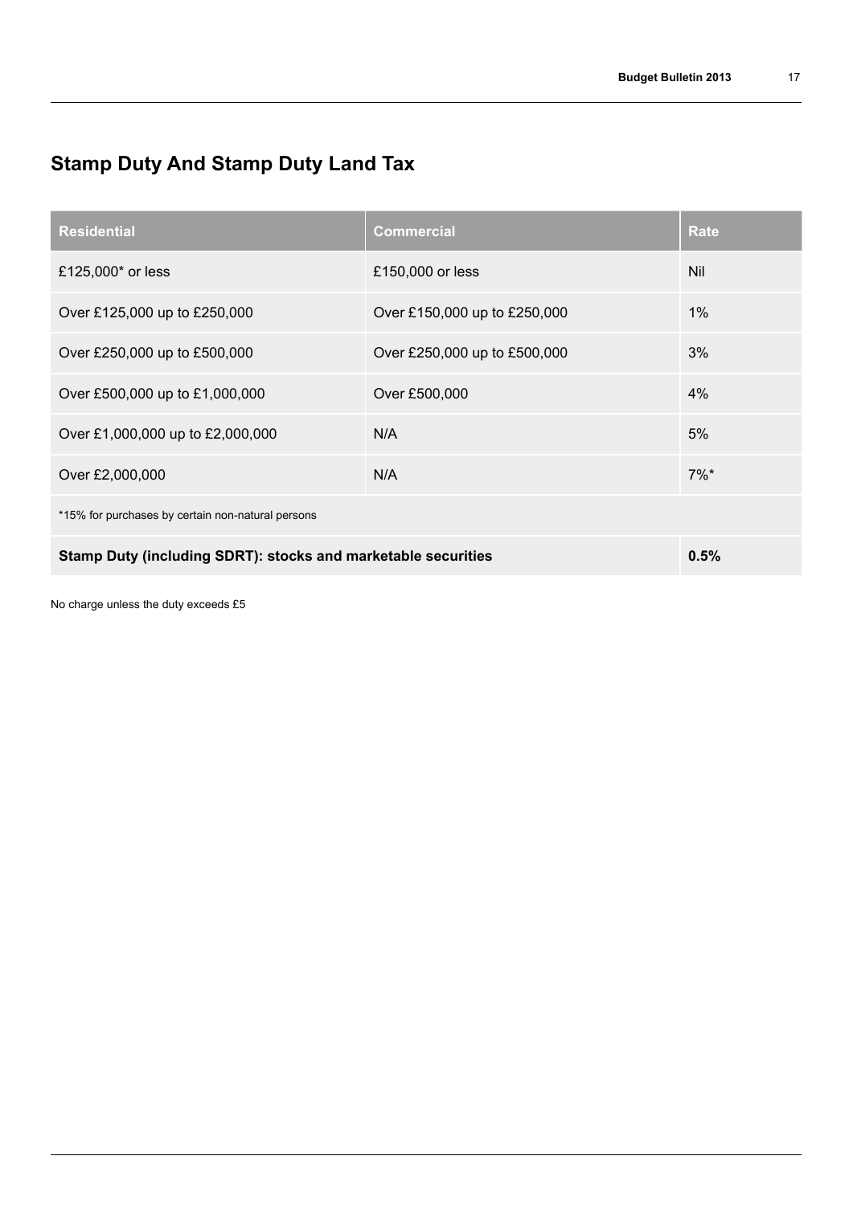## Stamp Duty And Stamp Duty Land Tax

| Residential | Commercial | Rate |
| --- | --- | --- |
| £125,000* or less | £150,000 or less | Nil |
| Over £125,000 up to £250,000 | Over £150,000 up to £250,000 | 1% |
| Over £250,000 up to £500,000 | Over £250,000 up to £500,000 | 3% |
| Over £500,000 up to £1,000,000 | Over £500,000 | 4% |
| Over £1,000,000 up to £2,000,000 | N/A | 5% |
| Over £2,000,000 | N/A | 7%* |
| *15% for purchases by certain non-natural persons | | |
| **Stamp Duty (including SDRT): stocks and marketable securities** | | **0.5%** |

No charge unless the duty exceeds £5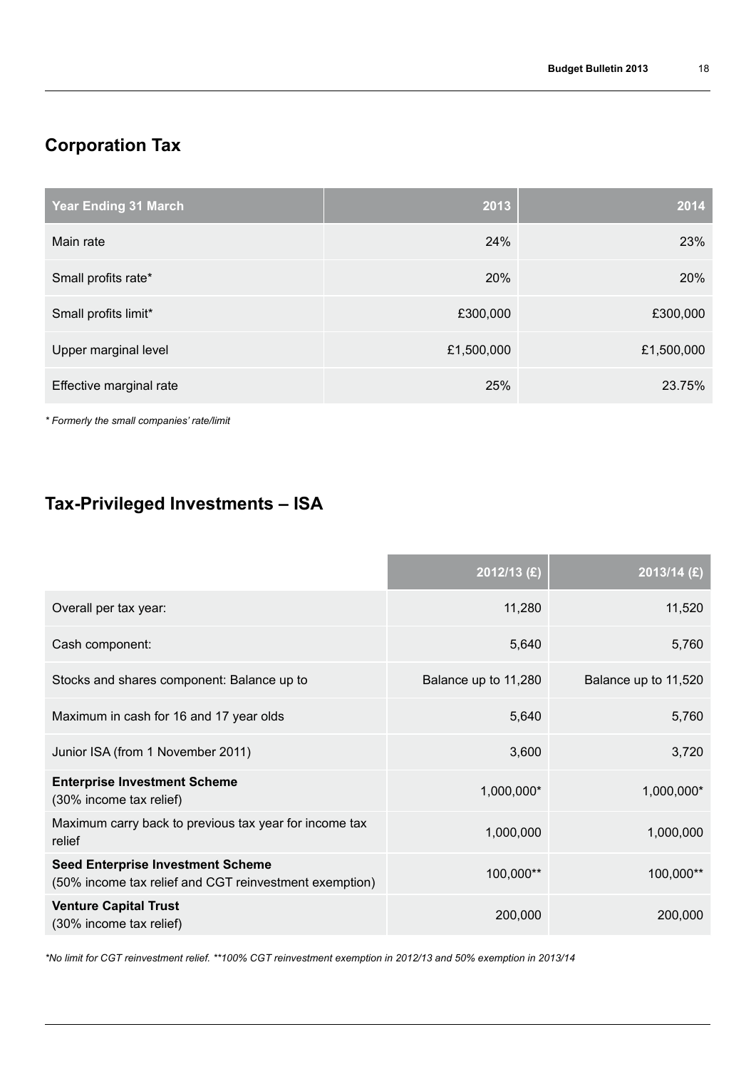## Corporation Tax

| Year Ending 31 March | 2013 | 2014 |
|---|---|---|
| Main rate | 24% | 23% |
| Small profits rate* | 20% | 20% |
| Small profits limit* | £300,000 | £300,000 |
| Upper marginal level | £1,500,000 | £1,500,000 |
| Effective marginal rate | 25% | 23.75% |

*\* Formerly the small companies' rate/limit*

## Tax-Privileged Investments – ISA

| | 2012/13 (£) | 2013/14 (£) |
|---|---|---|
| Overall per tax year: | 11,280 | 11,520 |
| Cash component: | 5,640 | 5,760 |
| Stocks and shares component: Balance up to | Balance up to 11,280 | Balance up to 11,520 |
| Maximum in cash for 16 and 17 year olds | 5,640 | 5,760 |
| Junior ISA (from 1 November 2011) | 3,600 | 3,720 |
| **Enterprise Investment Scheme** (30% income tax relief) | 1,000,000* | 1,000,000* |
| Maximum carry back to previous tax year for income tax relief | 1,000,000 | 1,000,000 |
| **Seed Enterprise Investment Scheme** (50% income tax relief and CGT reinvestment exemption) | 100,000** | 100,000** |
| **Venture Capital Trust** (30% income tax relief) | 200,000 | 200,000 |

*\*No limit for CGT reinvestment relief. \*\*100% CGT reinvestment exemption in 2012/13 and 50% exemption in 2013/14*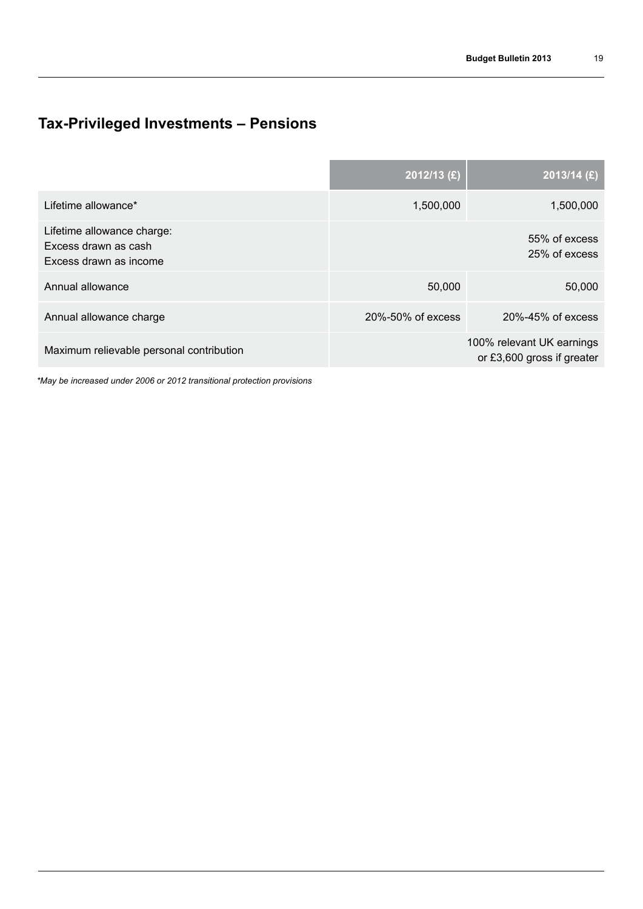## Tax-Privileged Investments – Pensions

| | 2012/13 (£) | 2013/14 (£) |
|---|---|---|
| Lifetime allowance* | 1,500,000 | 1,500,000 |
| Lifetime allowance charge:<br>Excess drawn as cash<br>Excess drawn as income | | 55% of excess<br>25% of excess |
| Annual allowance | 50,000 | 50,000 |
| Annual allowance charge | 20%-50% of excess | 20%-45% of excess |
| Maximum relievable personal contribution | | 100% relevant UK earnings or £3,600 gross if greater |

*\*May be increased under 2006 or 2012 transitional protection provisions*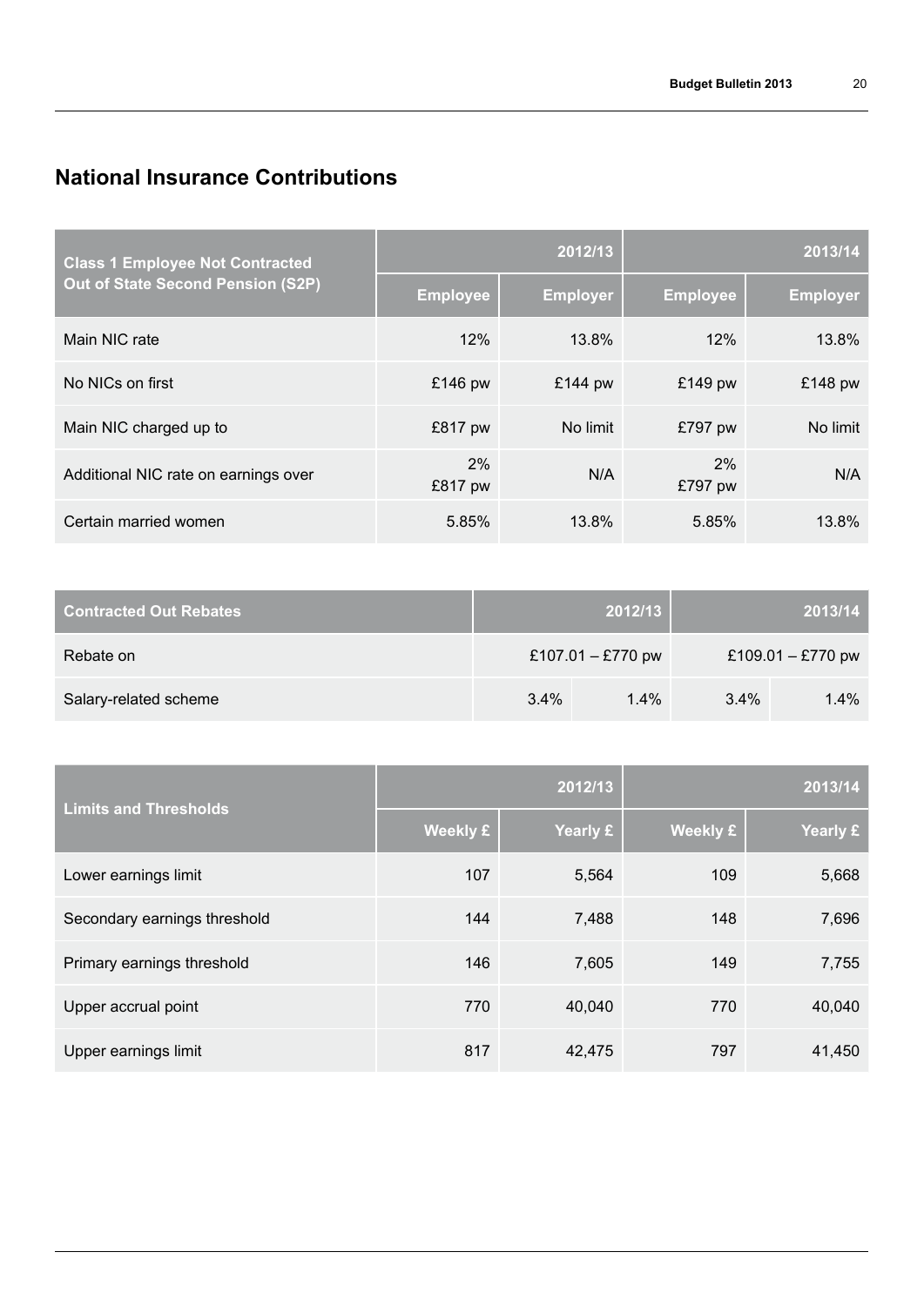## National Insurance Contributions

| Class 1 Employee Not Contracted Out of State Second Pension (S2P) | 2012/13 | | 2013/14 | |
|---|---|---|---|---|
| | Employee | Employer | Employee | Employer |
| Main NIC rate | 12% | 13.8% | 12% | 13.8% |
| No NICs on first | £146 pw | £144 pw | £149 pw | £148 pw |
| Main NIC charged up to | £817 pw | No limit | £797 pw | No limit |
| Additional NIC rate on earnings over | 2% £817 pw | N/A | 2% £797 pw | N/A |
| Certain married women | 5.85% | 13.8% | 5.85% | 13.8% |

| Contracted Out Rebates | 2012/13 | | 2013/14 | |
|---|---|---|---|---|
| Rebate on | £107.01 – £770 pw | | £109.01 – £770 pw | |
| Salary-related scheme | 3.4% | 1.4% | 3.4% | 1.4% |

| Limits and Thresholds | 2012/13 | | 2013/14 | |
|---|---|---|---|---|
| | Weekly £ | Yearly £ | Weekly £ | Yearly £ |
| Lower earnings limit | 107 | 5,564 | 109 | 5,668 |
| Secondary earnings threshold | 144 | 7,488 | 148 | 7,696 |
| Primary earnings threshold | 146 | 7,605 | 149 | 7,755 |
| Upper accrual point | 770 | 40,040 | 770 | 40,040 |
| Upper earnings limit | 817 | 42,475 | 797 | 41,450 |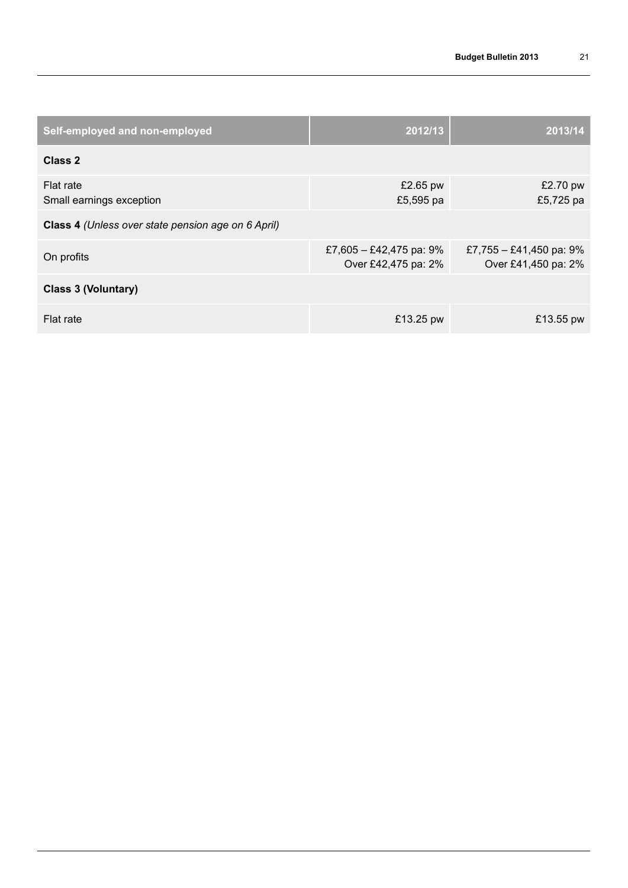| Self-employed and non-employed | 2012/13 | 2013/14 |
| --- | --- | --- |
| **Class 2** | | |
| Flat rate<br>Small earnings exception | £2.65 pw<br>£5,595 pa | £2.70 pw<br>£5,725 pa |
| **Class 4** *(Unless over state pension age on 6 April)* | | |
| On profits | £7,605 – £42,475 pa: 9%<br>Over £42,475 pa: 2% | £7,755 – £41,450 pa: 9%<br>Over £41,450 pa: 2% |
| **Class 3 (Voluntary)** | | |
| Flat rate | £13.25 pw | £13.55 pw |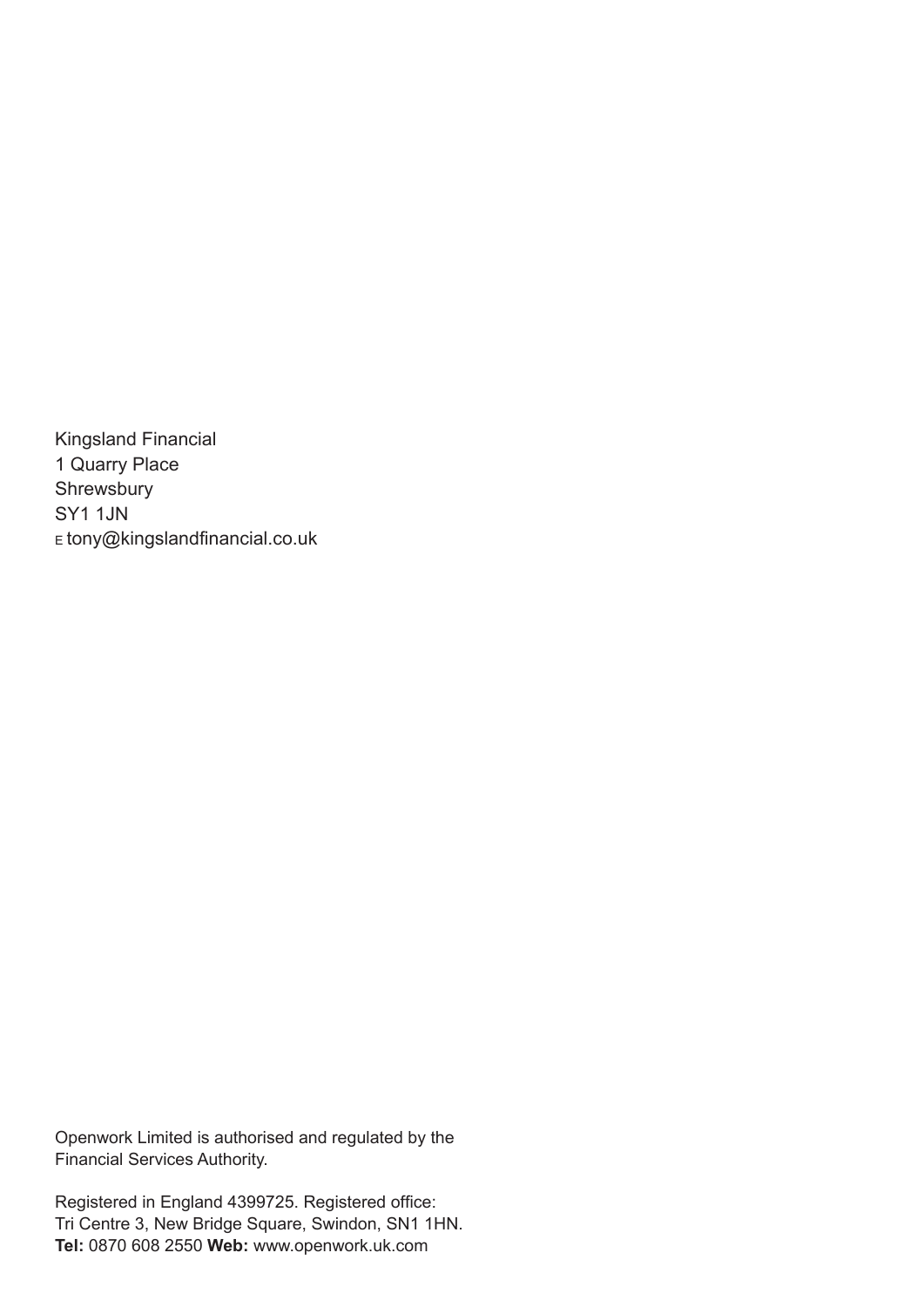Kingsland Financial
1 Quarry Place
Shrewsbury
SY1 1JN
E tony@kingslandfinancial.co.uk

Openwork Limited is authorised and regulated by the Financial Services Authority.

Registered in England 4399725. Registered office:
Tri Centre 3, New Bridge Square, Swindon, SN1 1HN.
**Tel:** 0870 608 2550 **Web:** www.openwork.uk.com